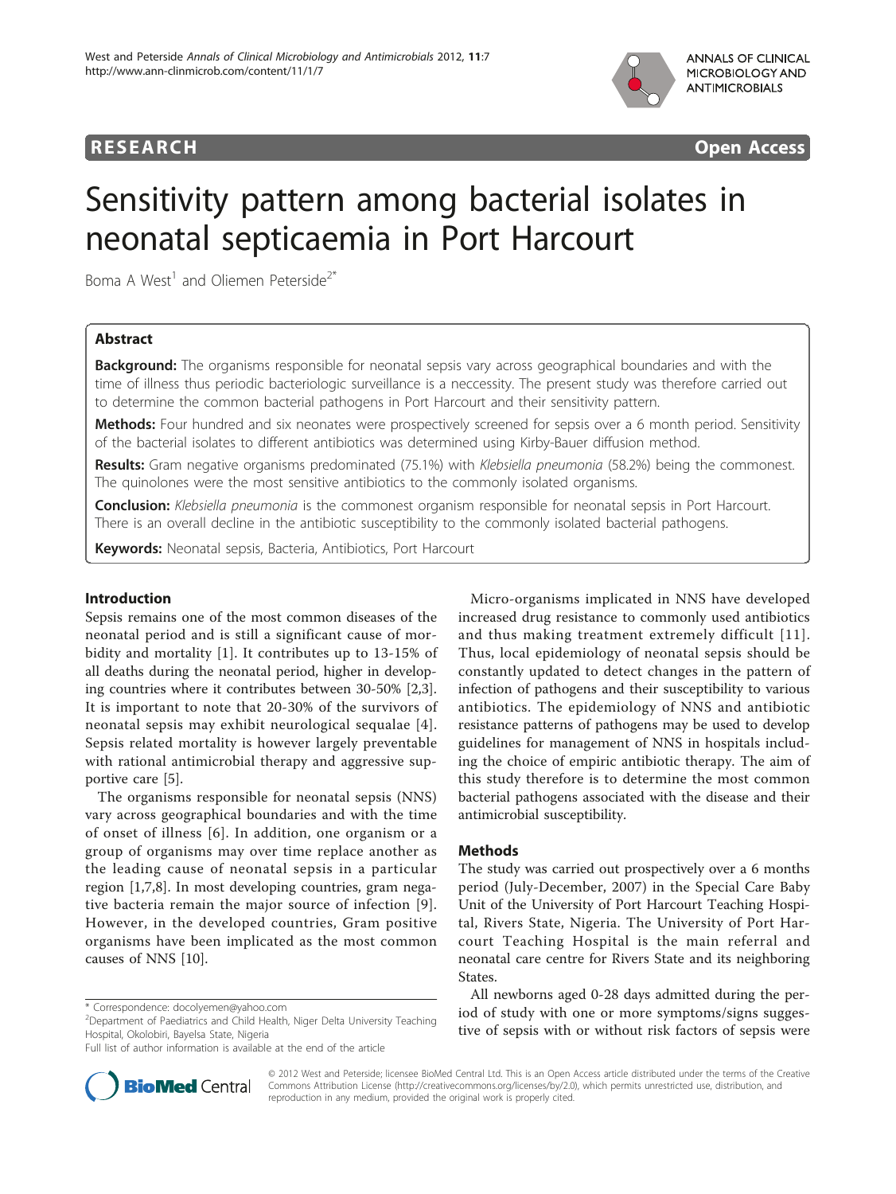RESEARCH Open Access

# Sensitivity pattern among bacterial isolates in neonatal septicaemia in Port Harcourt

Boma A West[1] and Oliemen Peterside[2*]

## Abstract

**Background:** The organisms responsible for neonatal sepsis vary across geographical boundaries and with the time of illness thus periodic bacteriologic surveillance is a neccessity. The present study was therefore carried out to determine the common bacterial pathogens in Port Harcourt and their sensitivity pattern.

**Methods:** Four hundred and six neonates were prospectively screened for sepsis over a 6 month period. Sensitivity of the bacterial isolates to different antibiotics was determined using Kirby-Bauer diffusion method.

**Results:** Gram negative organisms predominated (75.1%) with *Klebsiella pneumonia* (58.2%) being the commonest. The quinolones were the most sensitive antibiotics to the commonly isolated organisms.

**Conclusion:** *Klebsiella pneumonia* is the commonest organism responsible for neonatal sepsis in Port Harcourt. There is an overall decline in the antibiotic susceptibility to the commonly isolated bacterial pathogens.

**Keywords:** Neonatal sepsis, Bacteria, Antibiotics, Port Harcourt

## Introduction

Sepsis remains one of the most common diseases of the neonatal period and is still a significant cause of morbidity and mortality [1]. It contributes up to 13-15% of all deaths during the neonatal period, higher in developing countries where it contributes between 30-50% [2,3]. It is important to note that 20-30% of the survivors of neonatal sepsis may exhibit neurological sequalae [4]. Sepsis related mortality is however largely preventable with rational antimicrobial therapy and aggressive supportive care [5].

The organisms responsible for neonatal sepsis (NNS) vary across geographical boundaries and with the time of onset of illness [6]. In addition, one organism or a group of organisms may over time replace another as the leading cause of neonatal sepsis in a particular region [1,7,8]. In most developing countries, gram negative bacteria remain the major source of infection [9]. However, in the developed countries, Gram positive organisms have been implicated as the most common causes of NNS [10].

Micro-organisms implicated in NNS have developed increased drug resistance to commonly used antibiotics and thus making treatment extremely difficult [11]. Thus, local epidemiology of neonatal sepsis should be constantly updated to detect changes in the pattern of infection of pathogens and their susceptibility to various antibiotics. The epidemiology of NNS and antibiotic resistance patterns of pathogens may be used to develop guidelines for management of NNS in hospitals including the choice of empiric antibiotic therapy. The aim of this study therefore is to determine the most common bacterial pathogens associated with the disease and their antimicrobial susceptibility.

## Methods

The study was carried out prospectively over a 6 months period (July-December, 2007) in the Special Care Baby Unit of the University of Port Harcourt Teaching Hospital, Rivers State, Nigeria. The University of Port Harcourt Teaching Hospital is the main referral and neonatal care centre for Rivers State and its neighboring States.

All newborns aged 0-28 days admitted during the period of study with one or more symptoms/signs suggestive of sepsis with or without risk factors of sepsis were

\* Correspondence: docolyemen@yahoo.com
[2]Department of Paediatrics and Child Health, Niger Delta University Teaching Hospital, Okolobiri, Bayelsa State, Nigeria
Full list of author information is available at the end of the article

© 2012 West and Peterside; licensee BioMed Central Ltd. This is an Open Access article distributed under the terms of the Creative Commons Attribution License (http://creativecommons.org/licenses/by/2.0), which permits unrestricted use, distribution, and reproduction in any medium, provided the original work is properly cited.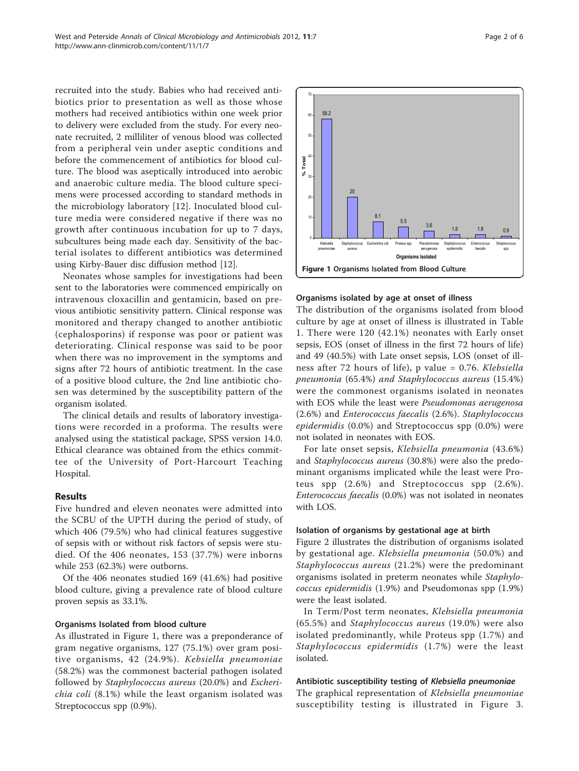recruited into the study. Babies who had received antibiotics prior to presentation as well as those whose mothers had received antibiotics within one week prior to delivery were excluded from the study. For every neonate recruited, 2 milliliter of venous blood was collected from a peripheral vein under aseptic conditions and before the commencement of antibiotics for blood culture. The blood was aseptically introduced into aerobic and anaerobic culture media. The blood culture specimens were processed according to standard methods in the microbiology laboratory [12]. Inoculated blood culture media were considered negative if there was no growth after continuous incubation for up to 7 days, subcultures being made each day. Sensitivity of the bacterial isolates to different antibiotics was determined using Kirby-Bauer disc diffusion method [12].

Neonates whose samples for investigations had been sent to the laboratories were commenced empirically on intravenous cloxacillin and gentamicin, based on previous antibiotic sensitivity pattern. Clinical response was monitored and therapy changed to another antibiotic (cephalosporins) if response was poor or patient was deteriorating. Clinical response was said to be poor when there was no improvement in the symptoms and signs after 72 hours of antibiotic treatment. In the case of a positive blood culture, the 2nd line antibiotic chosen was determined by the susceptibility pattern of the organism isolated.

The clinical details and results of laboratory investigations were recorded in a proforma. The results were analysed using the statistical package, SPSS version 14.0. Ethical clearance was obtained from the ethics committee of the University of Port-Harcourt Teaching Hospital.

## Results

Five hundred and eleven neonates were admitted into the SCBU of the UPTH during the period of study, of which 406 (79.5%) who had clinical features suggestive of sepsis with or without risk factors of sepsis were studied. Of the 406 neonates, 153 (37.7%) were inborns while 253 (62.3%) were outborns.

Of the 406 neonates studied 169 (41.6%) had positive blood culture, giving a prevalence rate of blood culture proven sepsis as 33.1%.

### Organisms Isolated from blood culture

As illustrated in Figure 1, there was a preponderance of gram negative organisms, 127 (75.1%) over gram positive organisms, 42 (24.9%). *Kebsiella pneumoniae* (58.2%) was the commonest bacterial pathogen isolated followed by *Staphylococcus aureus* (20.0%) and *Escherichia coli* (8.1%) while the least organism isolated was Streptococcus spp (0.9%).

**Figure 1 Organisms Isolated from Blood Culture**.

### Organisms isolated by age at onset of illness

The distribution of the organisms isolated from blood culture by age at onset of illness is illustrated in Table 1. There were 120 (42.1%) neonates with Early onset sepsis, EOS (onset of illness in the first 72 hours of life) and 49 (40.5%) with Late onset sepsis, LOS (onset of illness after 72 hours of life), p value = 0.76. *Klebsiella pneumonia* (65.4%) *and Staphylococcus aureus* (15.4%) were the commonest organisms isolated in neonates with EOS while the least were *Pseudomonas aerugenosa* (2.6%) and *Enterococcus faecalis* (2.6%). *Staphylococcus epidermidis* (0.0%) and Streptococcus spp (0.0%) were not isolated in neonates with EOS.

For late onset sepsis, *Klebsiella pneumonia* (43.6%) and *Staphylococcus aureus* (30.8%) were also the predominant organisms implicated while the least were Proteus spp (2.6%) and Streptococcus spp (2.6%). *Enterococcus faecalis* (0.0%) was not isolated in neonates with LOS.

### Isolation of organisms by gestational age at birth

Figure 2 illustrates the distribution of organisms isolated by gestational age. *Klebsiella pneumonia* (50.0%) and *Staphylococcus aureus* (21.2%) were the predominant organisms isolated in preterm neonates while *Staphylococcus epidermidis* (1.9%) and Pseudomonas spp (1.9%) were the least isolated.

In Term/Post term neonates, *Klebsiella pneumonia* (65.5%) and *Staphylococcus aureus* (19.0%) were also isolated predominantly, while Proteus spp (1.7%) and *Staphylococcus epidermidis* (1.7%) were the least isolated.

### Antibiotic susceptibility testing of *Klebsiella pneumoniae*

The graphical representation of *Klebsiella pneumoniae* susceptibility testing is illustrated in Figure 3.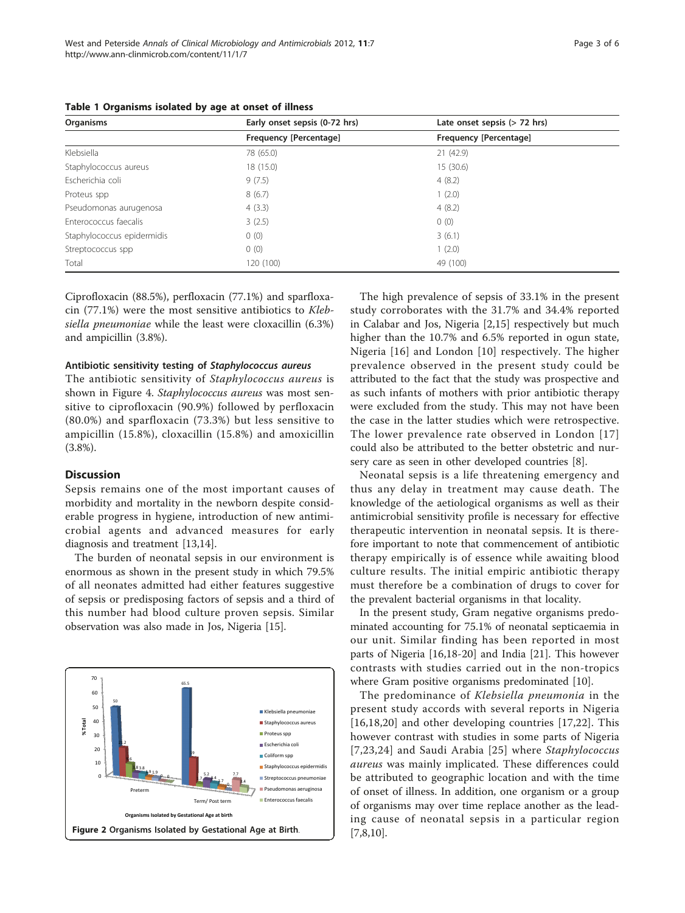**Table 1 Organisms isolated by age at onset of illness**

| Organisms | Early onset sepsis (0-72 hrs) | Late onset sepsis (> 72 hrs) |
|---|---|---|
| | Frequency [Percentage] | Frequency [Percentage] |
| Klebsiella | 78 (65.0) | 21 (42.9) |
| Staphylococcus aureus | 18 (15.0) | 15 (30.6) |
| Escherichia coli | 9 (7.5) | 4 (8.2) |
| Proteus spp | 8 (6.7) | 1 (2.0) |
| Pseudomonas aurugenosa | 4 (3.3) | 4 (8.2) |
| Enterococcus faecalis | 3 (2.5) | 0 (0) |
| Staphylococcus epidermidis | 0 (0) | 3 (6.1) |
| Streptococcus spp | 0 (0) | 1 (2.0) |
| Total | 120 (100) | 49 (100) |

Ciprofloxacin (88.5%), perfloxacin (77.1%) and sparfloxacin (77.1%) were the most sensitive antibiotics to *Klebsiella pneumoniae* while the least were cloxacillin (6.3%) and ampicillin (3.8%).

#### Antibiotic sensitivity testing of *Staphylococcus aureus*

The antibiotic sensitivity of *Staphylococcus aureus* is shown in Figure 4. *Staphylococcus aureus* was most sensitive to ciprofloxacin (90.9%) followed by perfloxacin (80.0%) and sparfloxacin (73.3%) but less sensitive to ampicillin (15.8%), cloxacillin (15.8%) and amoxicillin (3.8%).

## Discussion

Sepsis remains one of the most important causes of morbidity and mortality in the newborn despite considerable progress in hygiene, introduction of new antimicrobial agents and advanced measures for early diagnosis and treatment [13,14].

The burden of neonatal sepsis in our environment is enormous as shown in the present study in which 79.5% of all neonates admitted had either features suggestive of sepsis or predisposing factors of sepsis and a third of this number had blood culture proven sepsis. Similar observation was also made in Jos, Nigeria [15].

Figure 2 Organisms Isolated by Gestational Age at Birth.

The high prevalence of sepsis of 33.1% in the present study corroborates with the 31.7% and 34.4% reported in Calabar and Jos, Nigeria [2,15] respectively but much higher than the 10.7% and 6.5% reported in ogun state, Nigeria [16] and London [10] respectively. The higher prevalence observed in the present study could be attributed to the fact that the study was prospective and as such infants of mothers with prior antibiotic therapy were excluded from the study. This may not have been the case in the latter studies which were retrospective. The lower prevalence rate observed in London [17] could also be attributed to the better obstetric and nursery care as seen in other developed countries [8].

Neonatal sepsis is a life threatening emergency and thus any delay in treatment may cause death. The knowledge of the aetiological organisms as well as their antimicrobial sensitivity profile is necessary for effective therapeutic intervention in neonatal sepsis. It is therefore important to note that commencement of antibiotic therapy empirically is of essence while awaiting blood culture results. The initial empiric antibiotic therapy must therefore be a combination of drugs to cover for the prevalent bacterial organisms in that locality.

In the present study, Gram negative organisms predominated accounting for 75.1% of neonatal septicaemia in our unit. Similar finding has been reported in most parts of Nigeria [16,18-20] and India [21]. This however contrasts with studies carried out in the non-tropics where Gram positive organisms predominated [10].

The predominance of *Klebsiella pneumonia* in the present study accords with several reports in Nigeria [16,18,20] and other developing countries [17,22]. This however contrast with studies in some parts of Nigeria [7,23,24] and Saudi Arabia [25] where *Staphylococcus aureus* was mainly implicated. These differences could be attributed to geographic location and with the time of onset of illness. In addition, one organism or a group of organisms may over time replace another as the leading cause of neonatal sepsis in a particular region [7,8,10].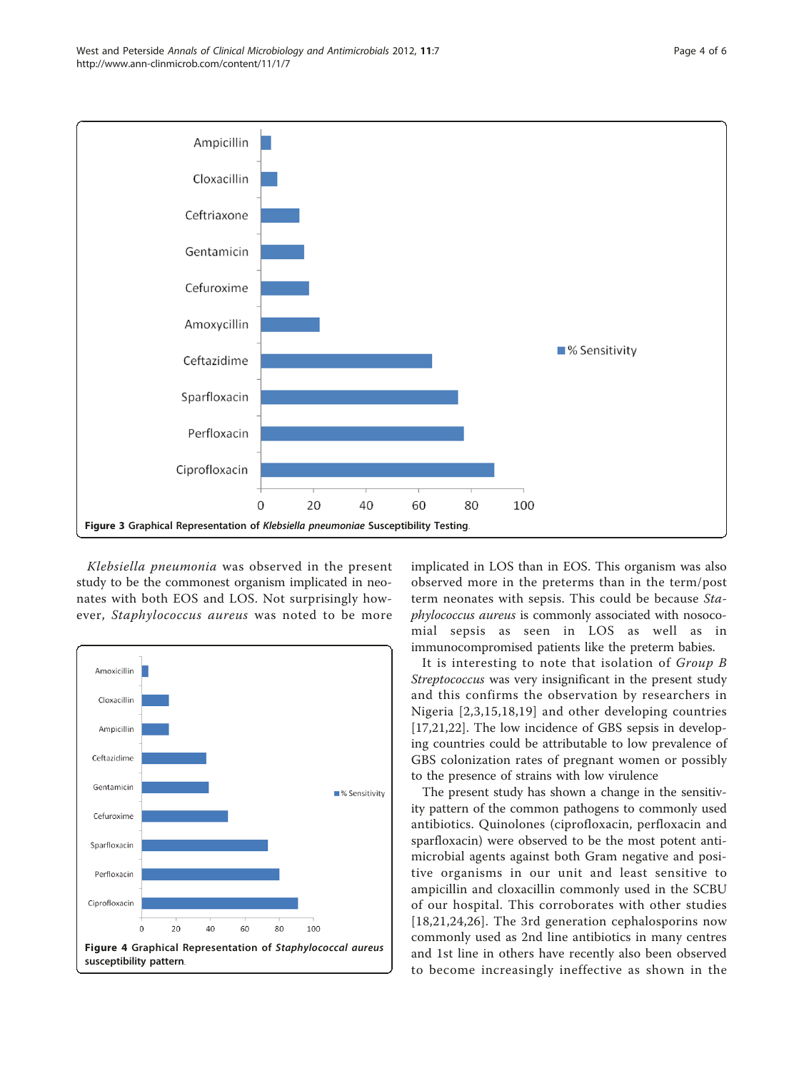Figure 3 Graphical Representation of *Klebsiella pneumoniae* Susceptibility Testing.

*Klebsiella pneumonia* was observed in the present study to be the commonest organism implicated in neonates with both EOS and LOS. Not surprisingly however, *Staphylococcus aureus* was noted to be more implicated in LOS than in EOS. This organism was also observed more in the preterms than in the term/post term neonates with sepsis. This could be because *Staphylococcus aureus* is commonly associated with nosocomial sepsis as seen in LOS as well as in immunocompromised patients like the preterm babies.

Figure 4 Graphical Representation of *Staphylococcal aureus* susceptibility pattern.

It is interesting to note that isolation of *Group B Streptococcus* was very insignificant in the present study and this confirms the observation by researchers in Nigeria [2,3,15,18,19] and other developing countries [17,21,22]. The low incidence of GBS sepsis in developing countries could be attributable to low prevalence of GBS colonization rates of pregnant women or possibly to the presence of strains with low virulence

The present study has shown a change in the sensitivity pattern of the common pathogens to commonly used antibiotics. Quinolones (ciprofloxacin, perfloxacin and sparfloxacin) were observed to be the most potent antimicrobial agents against both Gram negative and positive organisms in our unit and least sensitive to ampicillin and cloxacillin commonly used in the SCBU of our hospital. This corroborates with other studies [18,21,24,26]. The 3rd generation cephalosporins now commonly used as 2nd line antibiotics in many centres and 1st line in others have recently also been observed to become increasingly ineffective as shown in the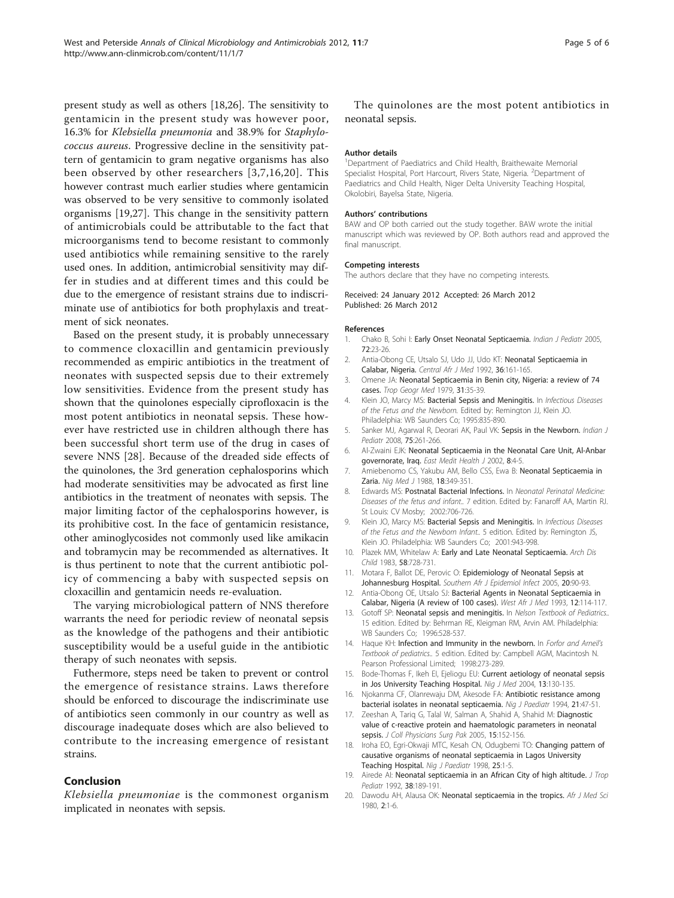present study as well as others [18,26]. The sensitivity to gentamicin in the present study was however poor, 16.3% for *Klebsiella pneumonia* and 38.9% for *Staphylococcus aureus*. Progressive decline in the sensitivity pattern of gentamicin to gram negative organisms has also been observed by other researchers [3,7,16,20]. This however contrast much earlier studies where gentamicin was observed to be very sensitive to commonly isolated organisms [19,27]. This change in the sensitivity pattern of antimicrobials could be attributable to the fact that microorganisms tend to become resistant to commonly used antibiotics while remaining sensitive to the rarely used ones. In addition, antimicrobial sensitivity may differ in studies and at different times and this could be due to the emergence of resistant strains due to indiscriminate use of antibiotics for both prophylaxis and treatment of sick neonates.

Based on the present study, it is probably unnecessary to commence cloxacillin and gentamicin previously recommended as empiric antibiotics in the treatment of neonates with suspected sepsis due to their extremely low sensitivities. Evidence from the present study has shown that the quinolones especially ciprofloxacin is the most potent antibiotics in neonatal sepsis. These however have restricted use in children although there has been successful short term use of the drug in cases of severe NNS [28]. Because of the dreaded side effects of the quinolones, the 3rd generation cephalosporins which had moderate sensitivities may be advocated as first line antibiotics in the treatment of neonates with sepsis. The major limiting factor of the cephalosporins however, is its prohibitive cost. In the face of gentamicin resistance, other aminoglycosides not commonly used like amikacin and tobramycin may be recommended as alternatives. It is thus pertinent to note that the current antibiotic policy of commencing a baby with suspected sepsis on cloxacillin and gentamicin needs re-evaluation.

The varying microbiological pattern of NNS therefore warrants the need for periodic review of neonatal sepsis as the knowledge of the pathogens and their antibiotic susceptibility would be a useful guide in the antibiotic therapy of such neonates with sepsis.

Futhermore, steps need be taken to prevent or control the emergence of resistance strains. Laws therefore should be enforced to discourage the indiscriminate use of antibiotics seen commonly in our country as well as discourage inadequate doses which are also believed to contribute to the increasing emergence of resistant strains.

## Conclusion

*Klebsiella pneumoniae* is the commonest organism implicated in neonates with sepsis.

The quinolones are the most potent antibiotics in neonatal sepsis.

#### Author details

[1]Department of Paediatrics and Child Health, Braithewaite Memorial Specialist Hospital, Port Harcourt, Rivers State, Nigeria. [2]Department of Paediatrics and Child Health, Niger Delta University Teaching Hospital, Okolobiri, Bayelsa State, Nigeria.

#### Authors' contributions

BAW and OP both carried out the study together. BAW wrote the initial manuscript which was reviewed by OP. Both authors read and approved the final manuscript.

#### Competing interests

The authors declare that they have no competing interests.

Received: 24 January 2012 Accepted: 26 March 2012
Published: 26 March 2012

#### References

1. Chako B, Sohi I: **Early Onset Neonatal Septicaemia.** *Indian J Pediatr* 2005, **72**:23-26.
2. Antia-Obong CE, Utsalo SJ, Udo JJ, Udo KT: **Neonatal Septicaemia in Calabar, Nigeria.** *Central Afr J Med* 1992, **36**:161-165.
3. Omene JA: **Neonatal Septicaemia in Benin city, Nigeria: a review of 74 cases.** *Trop Geogr Med* 1979, **31**:35-39.
4. Klein JO, Marcy MS: **Bacterial Sepsis and Meningitis.** In *Infectious Diseases of the Fetus and the Newborn.* Edited by: Remington JJ, Klein JO. Philadelphia: WB Saunders Co; 1995:835-890.
5. Sanker MJ, Agarwal R, Deorari AK, Paul VK: **Sepsis in the Newborn.** *Indian J Pediatr* 2008, **75**:261-266.
6. Al-Zwaini EJK: **Neonatal Septicaemia in the Neonatal Care Unit, Al-Anbar governorate, Iraq.** *East Medit Health J* 2002, **8**:4-5.
7. Amiebenomo CS, Yakubu AM, Bello CSS, Ewa B: **Neonatal Septicaemia in Zaria.** *Nig Med J* 1988, **18**:349-351.
8. Edwards MS: **Postnatal Bacterial Infections.** In *Neonatal Perinatal Medicine: Diseases of the fetus and infant.*. 7 edition. Edited by: Fanaroff AA, Martin RJ. St Louis: CV Mosby; 2002:706-726.
9. Klein JO, Marcy MS: **Bacterial Sepsis and Meningitis.** In *Infectious Diseases of the Fetus and the Newborn Infant.*. 5 edition. Edited by: Remington JS, Klein JO. Philadelphia: WB Saunders Co; 2001:943-998.
10. Plazek MM, Whitelaw A: **Early and Late Neonatal Septicaemia.** *Arch Dis Child* 1983, **58**:728-731.
11. Motara F, Ballot DE, Perovic O: **Epidemiology of Neonatal Sepsis at Johannesburg Hospital.** *Southern Afr J Epidemiol Infect* 2005, **20**:90-93.
12. Antia-Obong OE, Utsalo SJ: **Bacterial Agents in Neonatal Septicaemia in Calabar, Nigeria (A review of 100 cases).** *West Afr J Med* 1993, **12**:114-117.
13. Gotoff SP: **Neonatal sepsis and meningitis.** In *Nelson Textbook of Pediatrics.*. 15 edition. Edited by: Behrman RE, Kleigman RM, Arvin AM. Philadelphia: WB Saunders Co; 1996:528-537.
14. Haque KH: **Infection and Immunity in the newborn.** In *Forfor and Arneil's Textbook of pediatrics.*. 5 edition. Edited by: Campbell AGM, Macintosh N. Pearson Professional Limited; 1998:273-289.
15. Bode-Thomas F, Ikeh EI, Ejeliogu EU: **Current aetiology of neonatal sepsis in Jos University Teaching Hospital.** *Nig J Med* 2004, **13**:130-135.
16. Njokanma CF, Olanrewaju DM, Akesode FA: **Antibiotic resistance among bacterial isolates in neonatal septicaemia.** *Nig J Paediatr* 1994, **21**:47-51.
17. Zeeshan A, Tariq G, Talal W, Salman A, Shahid A, Shahid M: **Diagnostic value of c-reactive protein and haematologic parameters in neonatal sepsis.** *J Coll Physicians Surg Pak* 2005, **15**:152-156.
18. Iroha EO, Egri-Okwaji MTC, Kesah CN, Odugbemi TO: **Changing pattern of causative organisms of neonatal septicaemia in Lagos University Teaching Hospital.** *Nig J Paediatr* 1998, **25**:1-5.
19. Airede AI: **Neonatal septicaemia in an African City of high altitude.** *J Trop Pediatr* 1992, **38**:189-191.
20. Dawodu AH, Alausa OK: **Neonatal septicaemia in the tropics.** *Afr J Med Sci* 1980, **2**:1-6.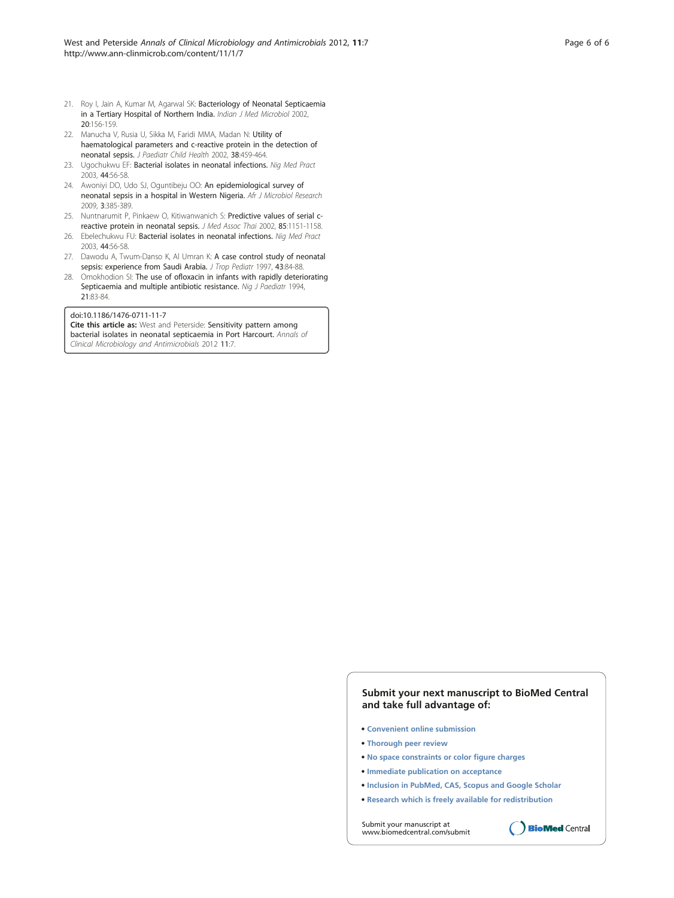21. Roy I, Jain A, Kumar M, Agarwal SK: **Bacteriology of Neonatal Septicaemia in a Tertiary Hospital of Northern India.** *Indian J Med Microbiol* 2002, **20**:156-159.
22. Manucha V, Rusia U, Sikka M, Faridi MMA, Madan N: **Utility of haematological parameters and c-reactive protein in the detection of neonatal sepsis.** *J Paediatr Child Health* 2002, **38**:459-464.
23. Ugochukwu EF: **Bacterial isolates in neonatal infections.** *Nig Med Pract* 2003, **44**:56-58.
24. Awoniyi DO, Udo SJ, Oguntibeju OO: **An epidemiological survey of neonatal sepsis in a hospital in Western Nigeria.** *Afr J Microbiol Research* 2009, **3**:385-389.
25. Nuntnarumit P, Pinkaew O, Kitiwanwanich S: **Predictive values of serial c-reactive protein in neonatal sepsis.** *J Med Assoc Thai* 2002, **85**:1151-1158.
26. Ebelechukwu FU: **Bacterial isolates in neonatal infections.** *Nig Med Pract* 2003, **44**:56-58.
27. Dawodu A, Twum-Danso K, Al Umran K: **A case control study of neonatal sepsis: experience from Saudi Arabia.** *J Trop Pediatr* 1997, **43**:84-88.
28. Omokhodion SI: **The use of ofloxacin in infants with rapidly deteriorating Septicaemia and multiple antibiotic resistance.** *Nig J Paediatr* 1994, **21**:83-84.

doi:10.1186/1476-0711-11-7

**Cite this article as:** West and Peterside: **Sensitivity pattern among bacterial isolates in neonatal septicaemia in Port Harcourt.** *Annals of Clinical Microbiology and Antimicrobials* 2012 **11**:7.

**Submit your next manuscript to BioMed Central and take full advantage of:**

- Convenient online submission
- Thorough peer review
- No space constraints or color figure charges
- Immediate publication on acceptance
- Inclusion in PubMed, CAS, Scopus and Google Scholar
- Research which is freely available for redistribution

Submit your manuscript at
www.biomedcentral.com/submit

BioMed Central